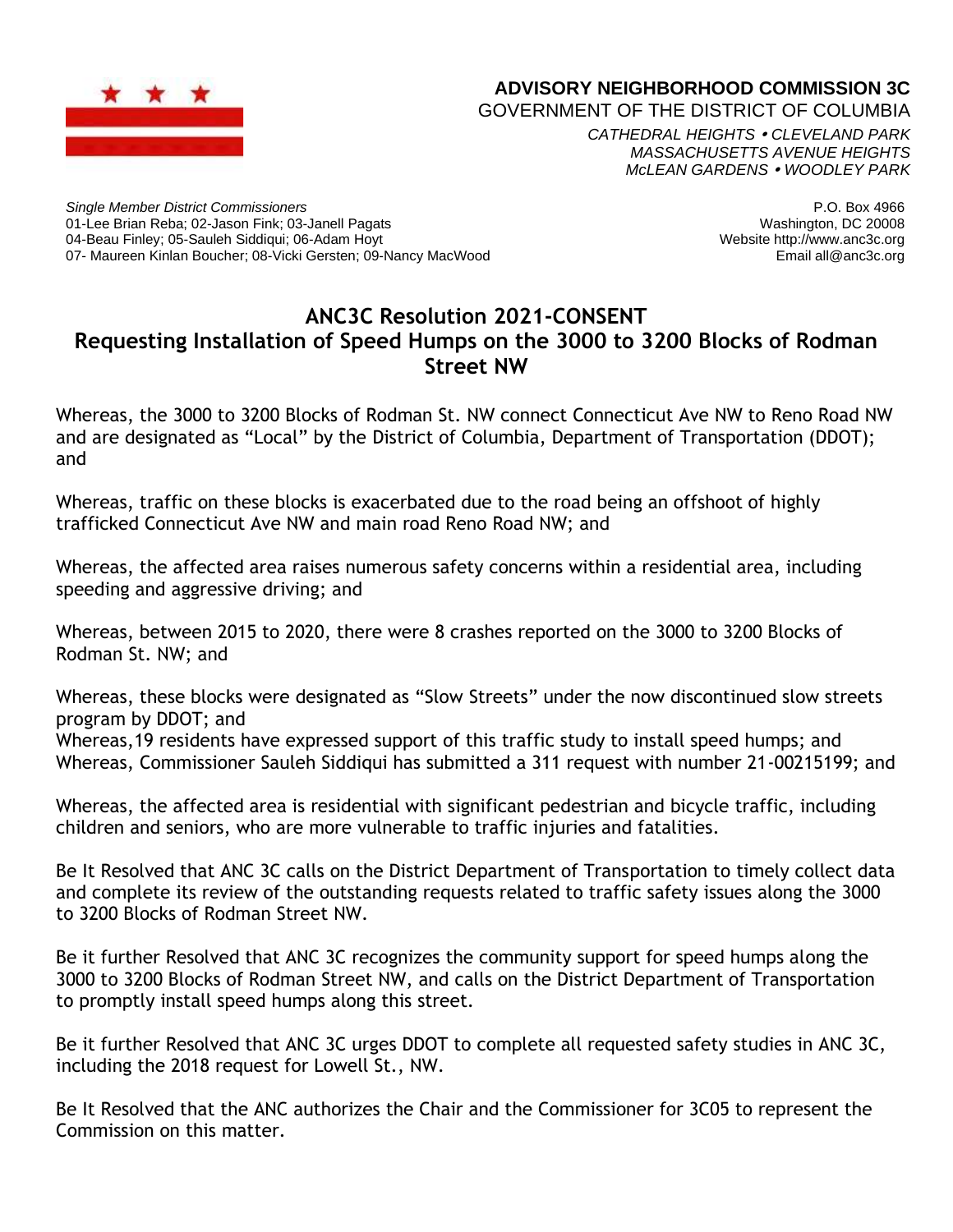**ADVISORY NEIGHBORHOOD COMMISSION 3C**
GOVERNMENT OF THE DISTRICT OF COLUMBIA
*CATHEDRAL HEIGHTS • CLEVELAND PARK*
*MASSACHUSETTS AVENUE HEIGHTS*
*McLEAN GARDENS • WOODLEY PARK*

*Single Member District Commissioners*
01-Lee Brian Reba; 02-Jason Fink; 03-Janell Pagats
04-Beau Finley; 05-Sauleh Siddiqui; 06-Adam Hoyt
07- Maureen Kinlan Boucher; 08-Vicki Gersten; 09-Nancy MacWood

P.O. Box 4966
Washington, DC 20008
Website http://www.anc3c.org
Email all@anc3c.org

# ANC3C Resolution 2021-CONSENT
## Requesting Installation of Speed Humps on the 3000 to 3200 Blocks of Rodman Street NW

Whereas, the 3000 to 3200 Blocks of Rodman St. NW connect Connecticut Ave NW to Reno Road NW and are designated as "Local" by the District of Columbia, Department of Transportation (DDOT); and

Whereas, traffic on these blocks is exacerbated due to the road being an offshoot of highly trafficked Connecticut Ave NW and main road Reno Road NW; and

Whereas, the affected area raises numerous safety concerns within a residential area, including speeding and aggressive driving; and

Whereas, between 2015 to 2020, there were 8 crashes reported on the 3000 to 3200 Blocks of Rodman St. NW; and

Whereas, these blocks were designated as "Slow Streets" under the now discontinued slow streets program by DDOT; and
Whereas,19 residents have expressed support of this traffic study to install speed humps; and
Whereas, Commissioner Sauleh Siddiqui has submitted a 311 request with number 21-00215199; and

Whereas, the affected area is residential with significant pedestrian and bicycle traffic, including children and seniors, who are more vulnerable to traffic injuries and fatalities.

Be It Resolved that ANC 3C calls on the District Department of Transportation to timely collect data and complete its review of the outstanding requests related to traffic safety issues along the 3000 to 3200 Blocks of Rodman Street NW.

Be it further Resolved that ANC 3C recognizes the community support for speed humps along the 3000 to 3200 Blocks of Rodman Street NW, and calls on the District Department of Transportation to promptly install speed humps along this street.

Be it further Resolved that ANC 3C urges DDOT to complete all requested safety studies in ANC 3C, including the 2018 request for Lowell St., NW.

Be It Resolved that the ANC authorizes the Chair and the Commissioner for 3C05 to represent the Commission on this matter.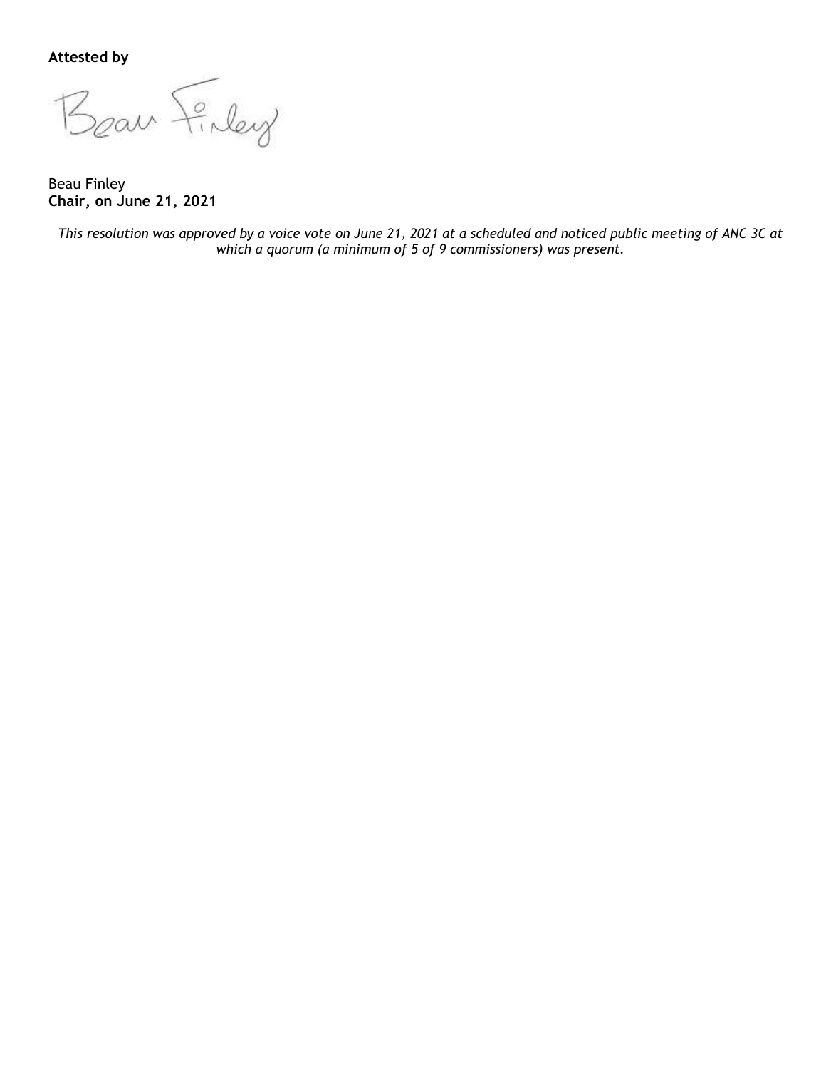**Attested by**

Beau Finley
**Chair, on June 21, 2021**

*This resolution was approved by a voice vote on June 21, 2021 at a scheduled and noticed public meeting of ANC 3C at which a quorum (a minimum of 5 of 9 commissioners) was present.*